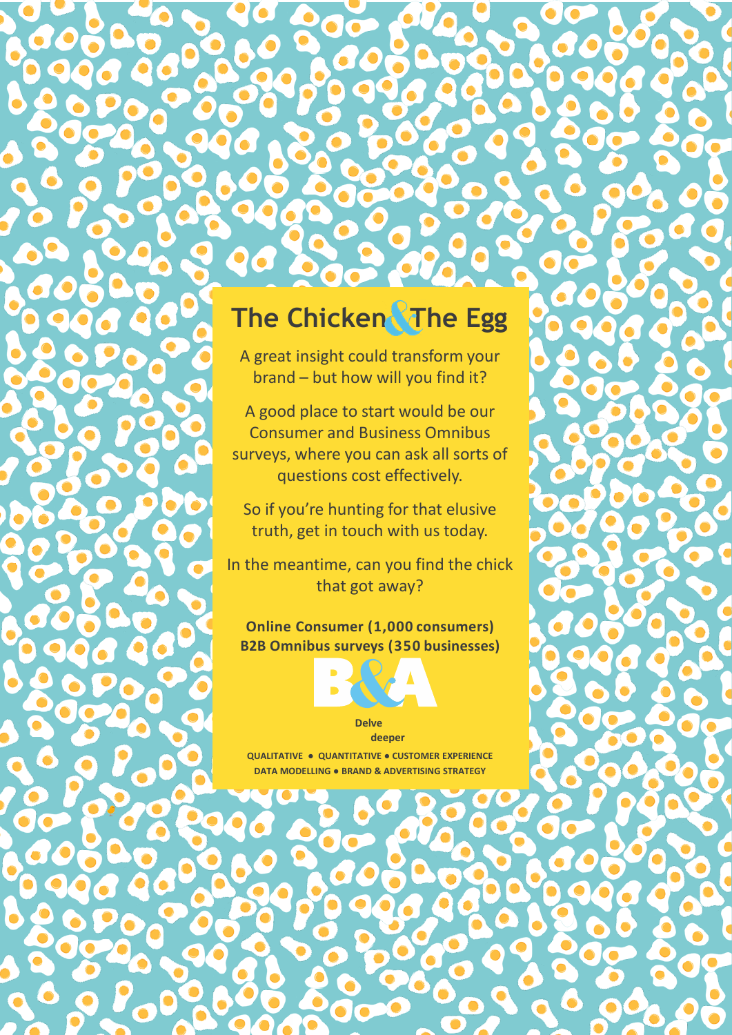# The Chicken & The Egg

A great insight could transform your brand – but how will you find it?

A good place to start would be our Consumer and Business Omnibus surveys, where you can ask all sorts of questions cost effectively.

So if you're hunting for that elusive truth, get in touch with us today.

In the meantime, can you find the chick that got away?

**Online Consumer (1,000 consumers)**
**B2B Omnibus surveys (350 businesses)**

B&A

**Delve deeper**

**QUALITATIVE • QUANTITATIVE • CUSTOMER EXPERIENCE**
**DATA MODELLING • BRAND & ADVERTISING STRATEGY**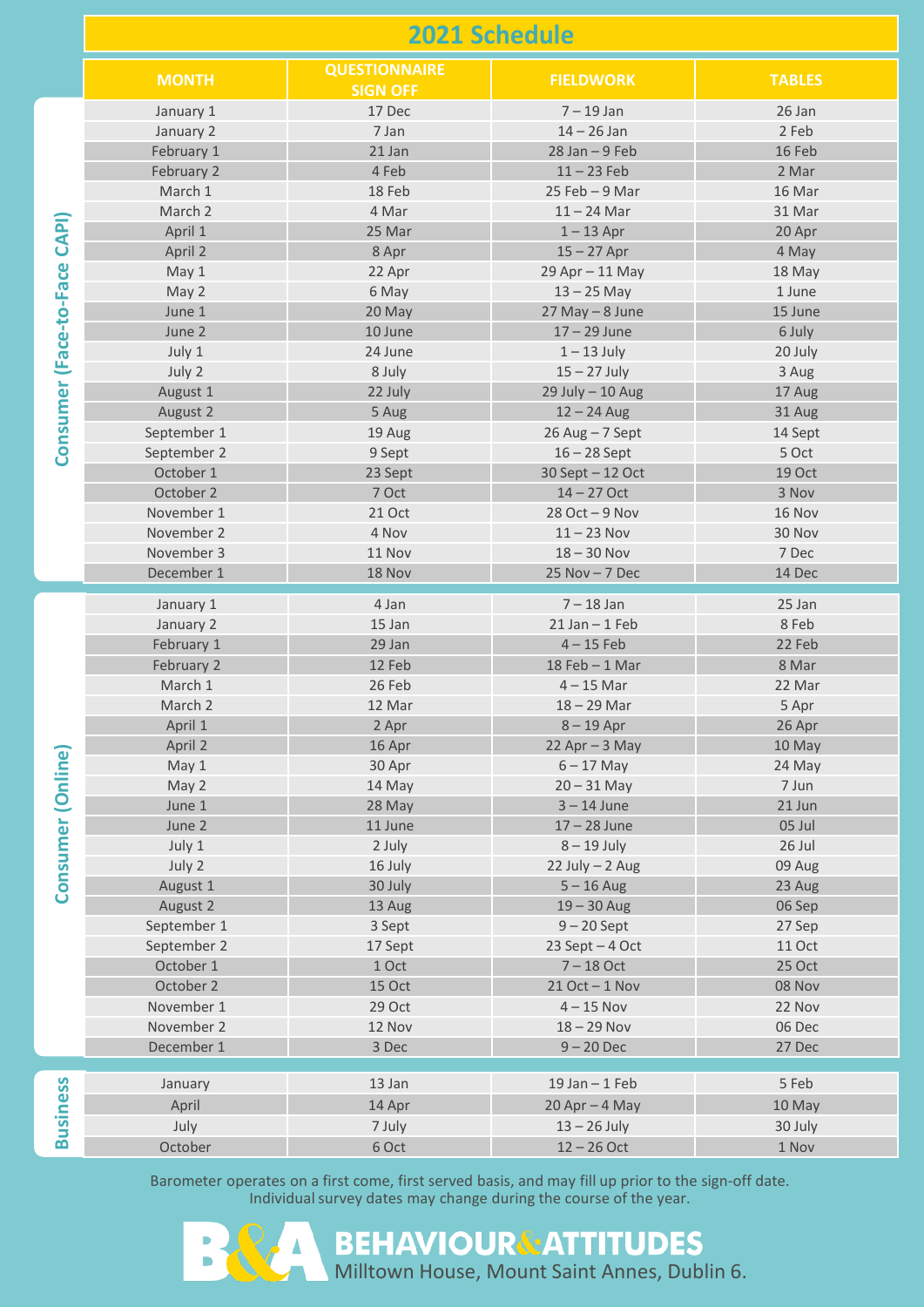# 2021 Schedule

| | MONTH | QUESTIONNAIRE SIGN OFF | FIELDWORK | TABLES |
|---|---|---|---|---|
| Consumer (Face-to-Face CAPI) | January 1 | 17 Dec | 7 – 19 Jan | 26 Jan |
| | January 2 | 7 Jan | 14 – 26 Jan | 2 Feb |
| | February 1 | 21 Jan | 28 Jan – 9 Feb | 16 Feb |
| | February 2 | 4 Feb | 11 – 23 Feb | 2 Mar |
| | March 1 | 18 Feb | 25 Feb – 9 Mar | 16 Mar |
| | March 2 | 4 Mar | 11 – 24 Mar | 31 Mar |
| | April 1 | 25 Mar | 1 – 13 Apr | 20 Apr |
| | April 2 | 8 Apr | 15 – 27 Apr | 4 May |
| | May 1 | 22 Apr | 29 Apr – 11 May | 18 May |
| | May 2 | 6 May | 13 – 25 May | 1 June |
| | June 1 | 20 May | 27 May – 8 June | 15 June |
| | June 2 | 10 June | 17 – 29 June | 6 July |
| | July 1 | 24 June | 1 – 13 July | 20 July |
| | July 2 | 8 July | 15 – 27 July | 3 Aug |
| | August 1 | 22 July | 29 July – 10 Aug | 17 Aug |
| | August 2 | 5 Aug | 12 – 24 Aug | 31 Aug |
| | September 1 | 19 Aug | 26 Aug – 7 Sept | 14 Sept |
| | September 2 | 9 Sept | 16 – 28 Sept | 5 Oct |
| | October 1 | 23 Sept | 30 Sept – 12 Oct | 19 Oct |
| | October 2 | 7 Oct | 14 – 27 Oct | 3 Nov |
| | November 1 | 21 Oct | 28 Oct – 9 Nov | 16 Nov |
| | November 2 | 4 Nov | 11 – 23 Nov | 30 Nov |
| | November 3 | 11 Nov | 18 – 30 Nov | 7 Dec |
| | December 1 | 18 Nov | 25 Nov – 7 Dec | 14 Dec |
| Consumer (Online) | January 1 | 4 Jan | 7 – 18 Jan | 25 Jan |
| | January 2 | 15 Jan | 21 Jan – 1 Feb | 8 Feb |
| | February 1 | 29 Jan | 4 – 15 Feb | 22 Feb |
| | February 2 | 12 Feb | 18 Feb – 1 Mar | 8 Mar |
| | March 1 | 26 Feb | 4 – 15 Mar | 22 Mar |
| | March 2 | 12 Mar | 18 – 29 Mar | 5 Apr |
| | April 1 | 2 Apr | 8 – 19 Apr | 26 Apr |
| | April 2 | 16 Apr | 22 Apr – 3 May | 10 May |
| | May 1 | 30 Apr | 6 – 17 May | 24 May |
| | May 2 | 14 May | 20 – 31 May | 7 Jun |
| | June 1 | 28 May | 3 – 14 June | 21 Jun |
| | June 2 | 11 June | 17 – 28 June | 05 Jul |
| | July 1 | 2 July | 8 – 19 July | 26 Jul |
| | July 2 | 16 July | 22 July – 2 Aug | 09 Aug |
| | August 1 | 30 July | 5 – 16 Aug | 23 Aug |
| | August 2 | 13 Aug | 19 – 30 Aug | 06 Sep |
| | September 1 | 3 Sept | 9 – 20 Sept | 27 Sep |
| | September 2 | 17 Sept | 23 Sept – 4 Oct | 11 Oct |
| | October 1 | 1 Oct | 7 – 18 Oct | 25 Oct |
| | October 2 | 15 Oct | 21 Oct – 1 Nov | 08 Nov |
| | November 1 | 29 Oct | 4 – 15 Nov | 22 Nov |
| | November 2 | 12 Nov | 18 – 29 Nov | 06 Dec |
| | December 1 | 3 Dec | 9 – 20 Dec | 27 Dec |
| Business | January | 13 Jan | 19 Jan – 1 Feb | 5 Feb |
| | April | 14 Apr | 20 Apr – 4 May | 10 May |
| | July | 7 July | 13 – 26 July | 30 July |
| | October | 6 Oct | 12 – 26 Oct | 1 Nov |

Barometer operates on a first come, first served basis, and may fill up prior to the sign-off date.
Individual survey dates may change during the course of the year.

B&A BEHAVIOUR&ATTITUDES
Milltown House, Mount Saint Annes, Dublin 6.